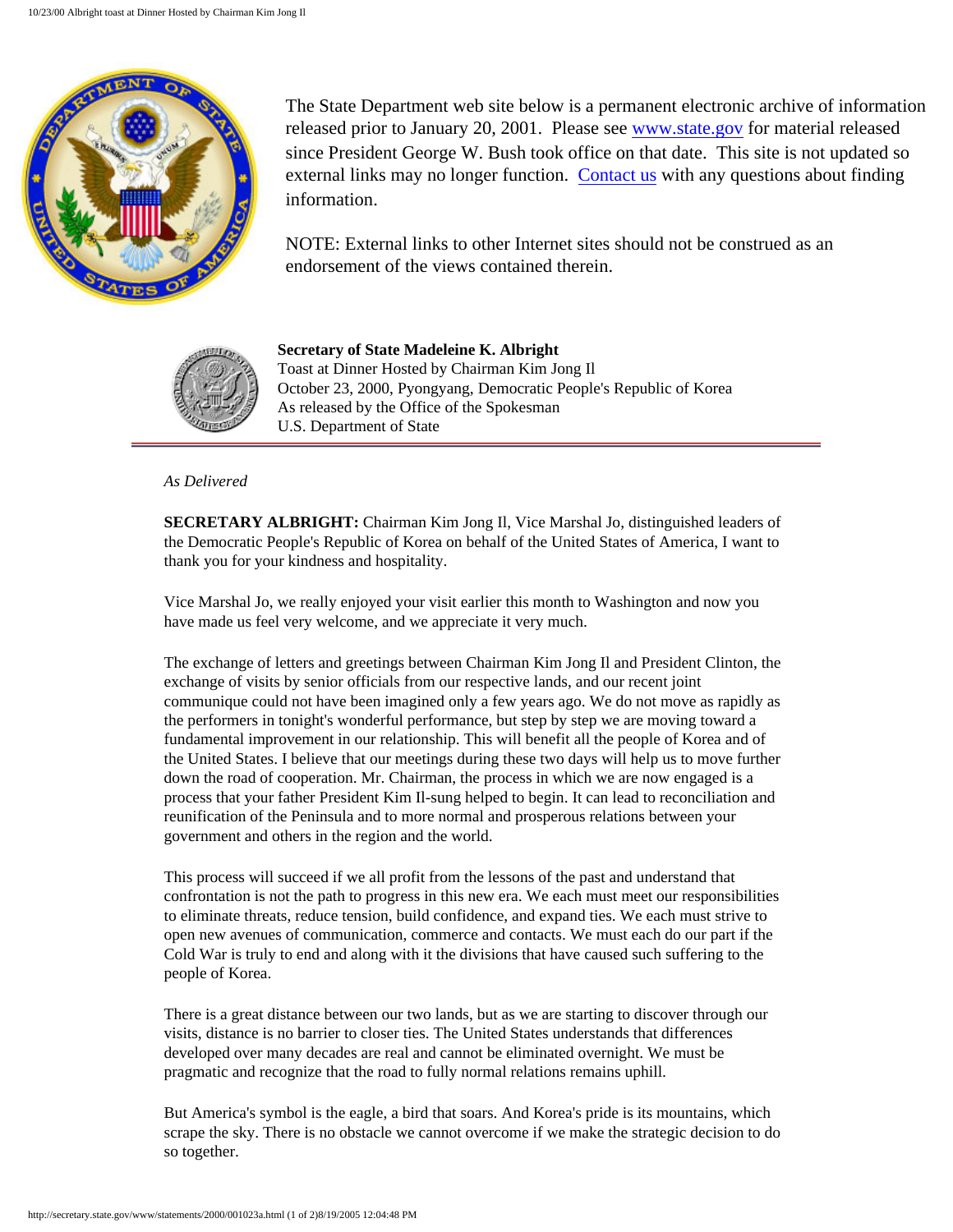The State Department web site below is a permanent electronic archive of information released prior to January 20, 2001. Please see www.state.gov for material released since President George W. Bush took office on that date. This site is not updated so external links may no longer function. Contact us with any questions about finding information.

NOTE: External links to other Internet sites should not be construed as an endorsement of the views contained therein.

**Secretary of State Madeleine K. Albright**
Toast at Dinner Hosted by Chairman Kim Jong Il
October 23, 2000, Pyongyang, Democratic People's Republic of Korea
As released by the Office of the Spokesman
U.S. Department of State

---

*As Delivered*

**SECRETARY ALBRIGHT:** Chairman Kim Jong Il, Vice Marshal Jo, distinguished leaders of the Democratic People's Republic of Korea on behalf of the United States of America, I want to thank you for your kindness and hospitality.

Vice Marshal Jo, we really enjoyed your visit earlier this month to Washington and now you have made us feel very welcome, and we appreciate it very much.

The exchange of letters and greetings between Chairman Kim Jong Il and President Clinton, the exchange of visits by senior officials from our respective lands, and our recent joint communique could not have been imagined only a few years ago. We do not move as rapidly as the performers in tonight's wonderful performance, but step by step we are moving toward a fundamental improvement in our relationship. This will benefit all the people of Korea and of the United States. I believe that our meetings during these two days will help us to move further down the road of cooperation. Mr. Chairman, the process in which we are now engaged is a process that your father President Kim Il-sung helped to begin. It can lead to reconciliation and reunification of the Peninsula and to more normal and prosperous relations between your government and others in the region and the world.

This process will succeed if we all profit from the lessons of the past and understand that confrontation is not the path to progress in this new era. We each must meet our responsibilities to eliminate threats, reduce tension, build confidence, and expand ties. We each must strive to open new avenues of communication, commerce and contacts. We must each do our part if the Cold War is truly to end and along with it the divisions that have caused such suffering to the people of Korea.

There is a great distance between our two lands, but as we are starting to discover through our visits, distance is no barrier to closer ties. The United States understands that differences developed over many decades are real and cannot be eliminated overnight. We must be pragmatic and recognize that the road to fully normal relations remains uphill.

But America's symbol is the eagle, a bird that soars. And Korea's pride is its mountains, which scrape the sky. There is no obstacle we cannot overcome if we make the strategic decision to do so together.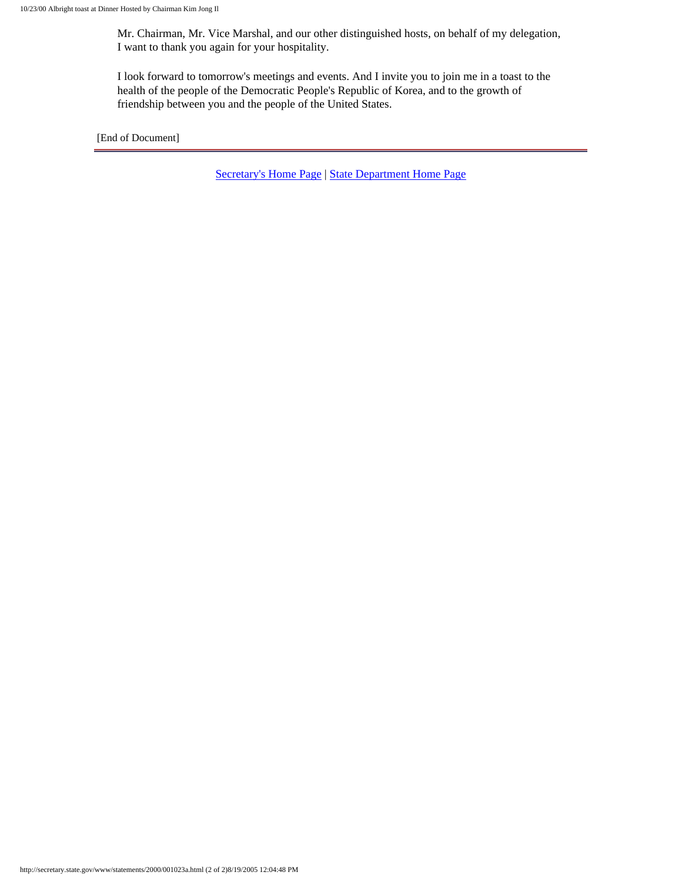Mr. Chairman, Mr. Vice Marshal, and our other distinguished hosts, on behalf of my delegation, I want to thank you again for your hospitality.

I look forward to tomorrow's meetings and events. And I invite you to join me in a toast to the health of the people of the Democratic People's Republic of Korea, and to the growth of friendship between you and the people of the United States.

[End of Document]

---

Secretary's Home Page | State Department Home Page